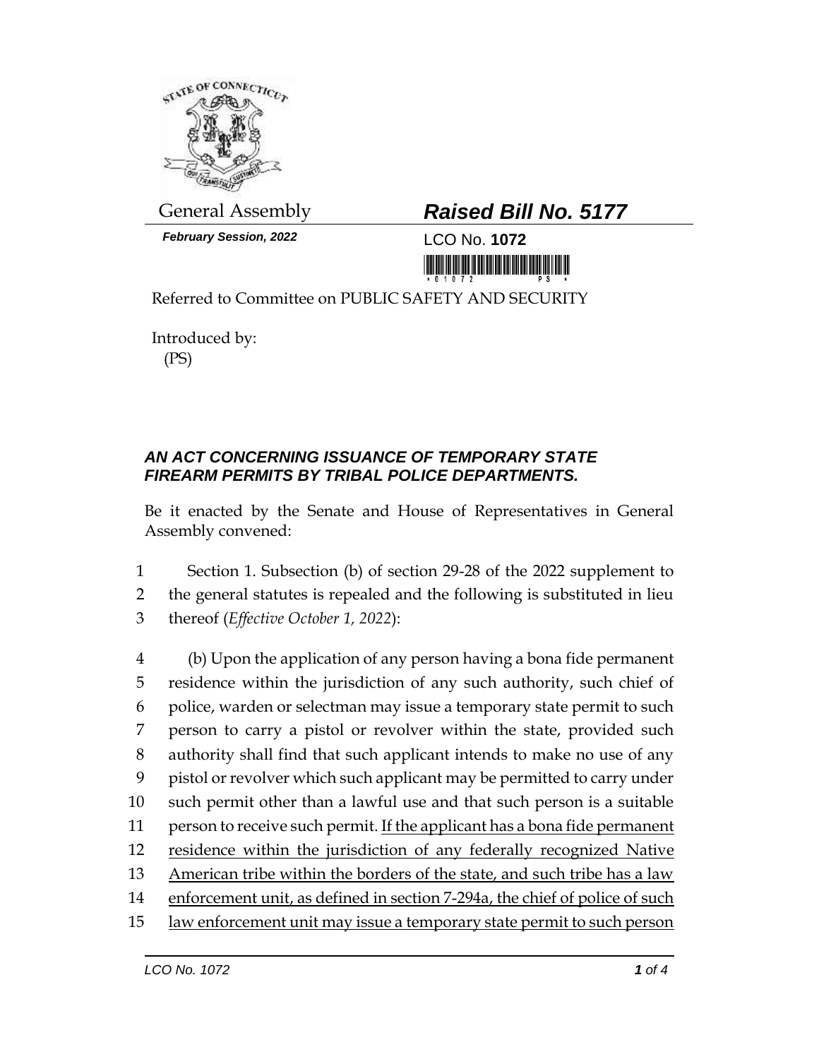General Assembly

***Raised Bill No. 5177***

***February Session, 2022***

LCO No. **1072**

Referred to Committee on PUBLIC SAFETY AND SECURITY

Introduced by:
(PS)

***AN ACT CONCERNING ISSUANCE OF TEMPORARY STATE FIREARM PERMITS BY TRIBAL POLICE DEPARTMENTS.***

Be it enacted by the Senate and House of Representatives in General Assembly convened:

1 Section 1. Subsection (b) of section 29-28 of the 2022 supplement to
2 the general statutes is repealed and the following is substituted in lieu
3 thereof (*Effective October 1, 2022*):

4 (b) Upon the application of any person having a bona fide permanent
5 residence within the jurisdiction of any such authority, such chief of
6 police, warden or selectman may issue a temporary state permit to such
7 person to carry a pistol or revolver within the state, provided such
8 authority shall find that such applicant intends to make no use of any
9 pistol or revolver which such applicant may be permitted to carry under
10 such permit other than a lawful use and that such person is a suitable
11 person to receive such permit. <u>If the applicant has a bona fide permanent</u>
12 <u>residence within the jurisdiction of any federally recognized Native</u>
13 <u>American tribe within the borders of the state, and such tribe has a law</u>
14 <u>enforcement unit, as defined in section 7-294a, the chief of police of such</u>
15 <u>law enforcement unit may issue a temporary state permit to such person</u>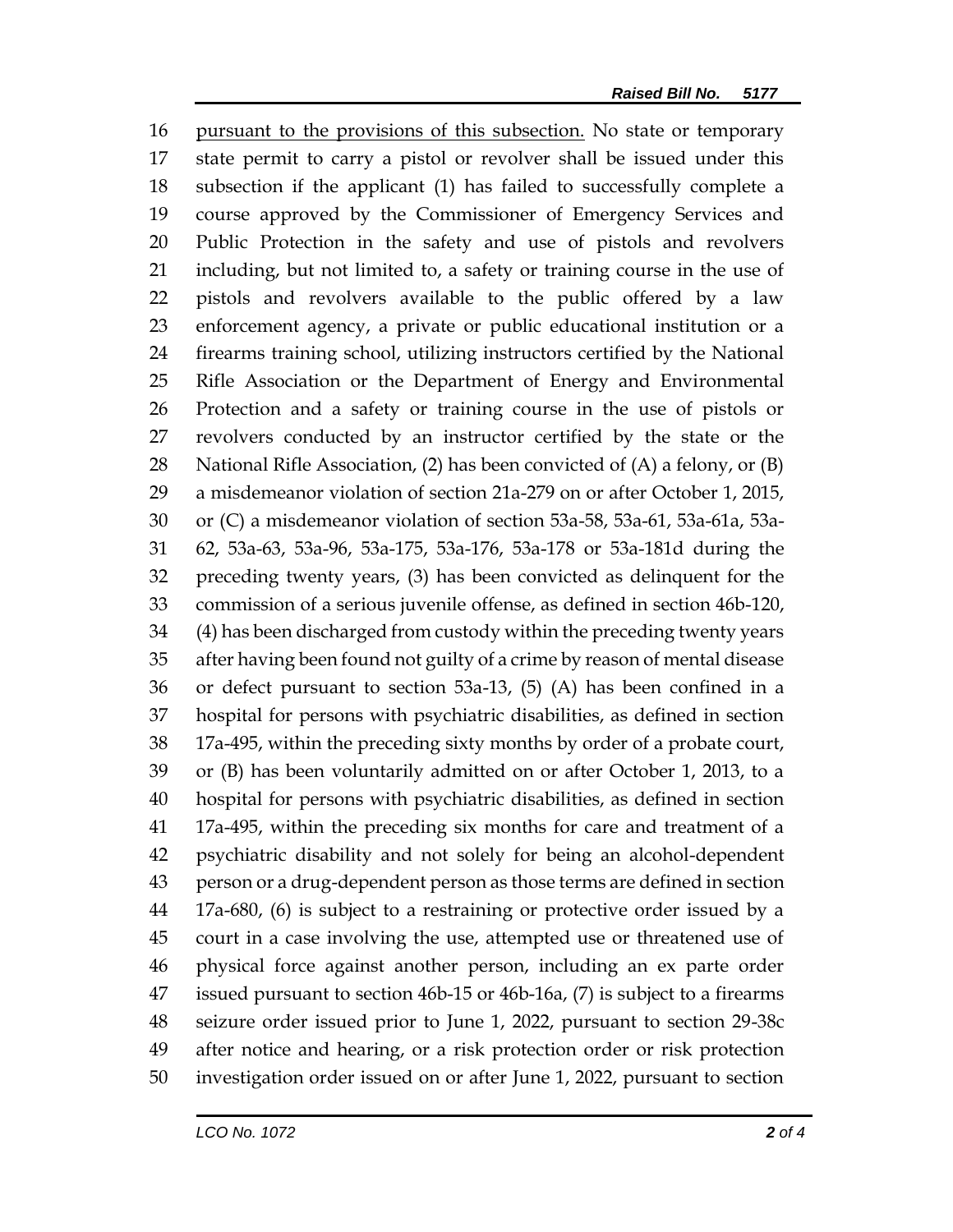16 pursuant to the provisions of this subsection. No state or temporary
17 state permit to carry a pistol or revolver shall be issued under this
18 subsection if the applicant (1) has failed to successfully complete a
19 course approved by the Commissioner of Emergency Services and
20 Public Protection in the safety and use of pistols and revolvers
21 including, but not limited to, a safety or training course in the use of
22 pistols and revolvers available to the public offered by a law
23 enforcement agency, a private or public educational institution or a
24 firearms training school, utilizing instructors certified by the National
25 Rifle Association or the Department of Energy and Environmental
26 Protection and a safety or training course in the use of pistols or
27 revolvers conducted by an instructor certified by the state or the
28 National Rifle Association, (2) has been convicted of (A) a felony, or (B)
29 a misdemeanor violation of section 21a-279 on or after October 1, 2015,
30 or (C) a misdemeanor violation of section 53a-58, 53a-61, 53a-61a, 53a-
31 62, 53a-63, 53a-96, 53a-175, 53a-176, 53a-178 or 53a-181d during the
32 preceding twenty years, (3) has been convicted as delinquent for the
33 commission of a serious juvenile offense, as defined in section 46b-120,
34 (4) has been discharged from custody within the preceding twenty years
35 after having been found not guilty of a crime by reason of mental disease
36 or defect pursuant to section 53a-13, (5) (A) has been confined in a
37 hospital for persons with psychiatric disabilities, as defined in section
38 17a-495, within the preceding sixty months by order of a probate court,
39 or (B) has been voluntarily admitted on or after October 1, 2013, to a
40 hospital for persons with psychiatric disabilities, as defined in section
41 17a-495, within the preceding six months for care and treatment of a
42 psychiatric disability and not solely for being an alcohol-dependent
43 person or a drug-dependent person as those terms are defined in section
44 17a-680, (6) is subject to a restraining or protective order issued by a
45 court in a case involving the use, attempted use or threatened use of
46 physical force against another person, including an ex parte order
47 issued pursuant to section 46b-15 or 46b-16a, (7) is subject to a firearms
48 seizure order issued prior to June 1, 2022, pursuant to section 29-38c
49 after notice and hearing, or a risk protection order or risk protection
50 investigation order issued on or after June 1, 2022, pursuant to section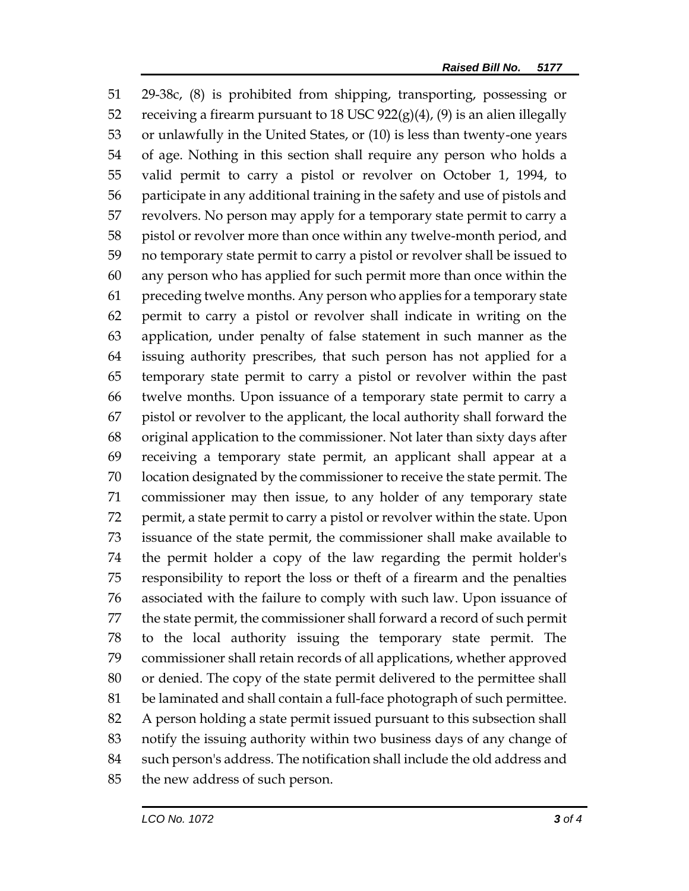29-38c, (8) is prohibited from shipping, transporting, possessing or receiving a firearm pursuant to 18 USC 922(g)(4), (9) is an alien illegally or unlawfully in the United States, or (10) is less than twenty-one years of age. Nothing in this section shall require any person who holds a valid permit to carry a pistol or revolver on October 1, 1994, to participate in any additional training in the safety and use of pistols and revolvers. No person may apply for a temporary state permit to carry a pistol or revolver more than once within any twelve-month period, and no temporary state permit to carry a pistol or revolver shall be issued to any person who has applied for such permit more than once within the preceding twelve months. Any person who applies for a temporary state permit to carry a pistol or revolver shall indicate in writing on the application, under penalty of false statement in such manner as the issuing authority prescribes, that such person has not applied for a temporary state permit to carry a pistol or revolver within the past twelve months. Upon issuance of a temporary state permit to carry a pistol or revolver to the applicant, the local authority shall forward the original application to the commissioner. Not later than sixty days after receiving a temporary state permit, an applicant shall appear at a location designated by the commissioner to receive the state permit. The commissioner may then issue, to any holder of any temporary state permit, a state permit to carry a pistol or revolver within the state. Upon issuance of the state permit, the commissioner shall make available to the permit holder a copy of the law regarding the permit holder's responsibility to report the loss or theft of a firearm and the penalties associated with the failure to comply with such law. Upon issuance of the state permit, the commissioner shall forward a record of such permit to the local authority issuing the temporary state permit. The commissioner shall retain records of all applications, whether approved or denied. The copy of the state permit delivered to the permittee shall be laminated and shall contain a full-face photograph of such permittee. A person holding a state permit issued pursuant to this subsection shall notify the issuing authority within two business days of any change of such person's address. The notification shall include the old address and the new address of such person.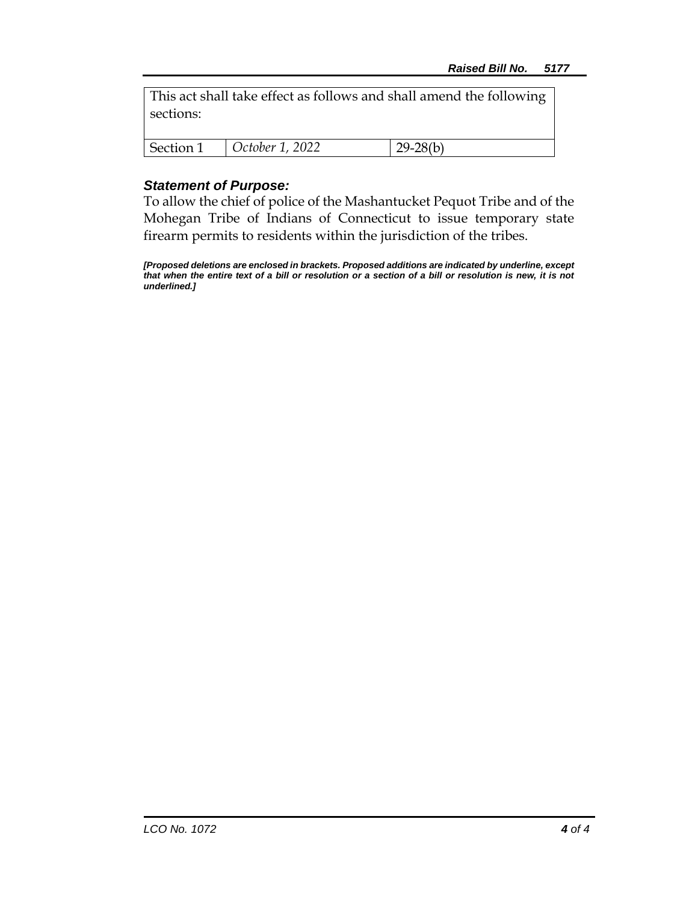| This act shall take effect as follows and shall amend the following sections: | | |
| --- | --- | --- |
| Section 1 | *October 1, 2022* | 29-28(b) |

### *Statement of Purpose:*

To allow the chief of police of the Mashantucket Pequot Tribe and of the Mohegan Tribe of Indians of Connecticut to issue temporary state firearm permits to residents within the jurisdiction of the tribes.

***[Proposed deletions are enclosed in brackets. Proposed additions are indicated by underline, except that when the entire text of a bill or resolution or a section of a bill or resolution is new, it is not underlined.]***